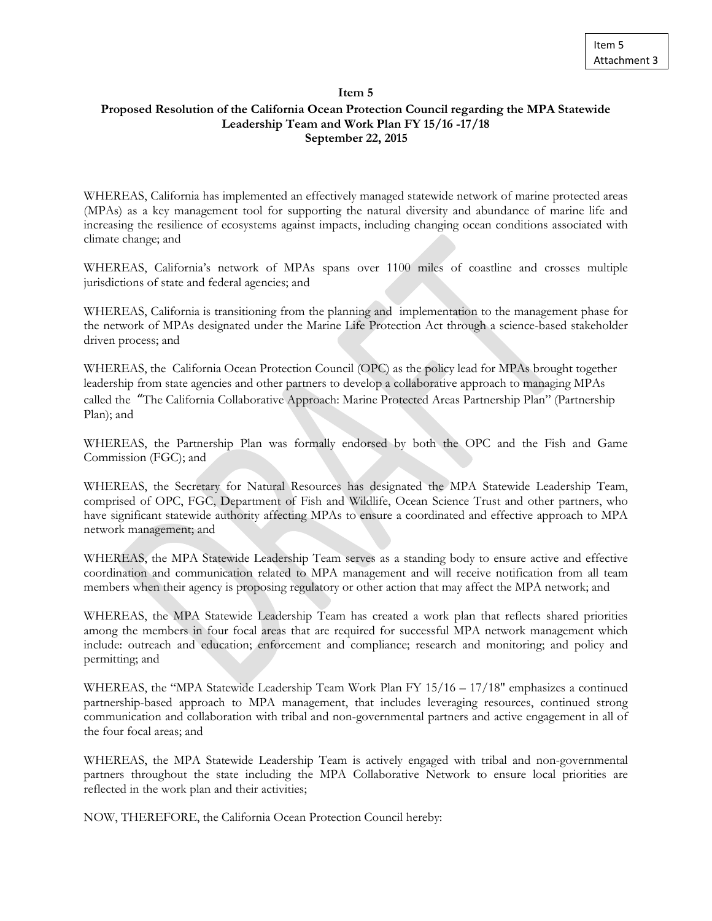Item 5
Attachment 3

**Item 5**

**Proposed Resolution of the California Ocean Protection Council regarding the MPA Statewide Leadership Team and Work Plan FY 15/16 -17/18**

**September 22, 2015**

WHEREAS, California has implemented an effectively managed statewide network of marine protected areas (MPAs) as a key management tool for supporting the natural diversity and abundance of marine life and increasing the resilience of ecosystems against impacts, including changing ocean conditions associated with climate change; and

WHEREAS, California's network of MPAs spans over 1100 miles of coastline and crosses multiple jurisdictions of state and federal agencies; and

WHEREAS, California is transitioning from the planning and implementation to the management phase for the network of MPAs designated under the Marine Life Protection Act through a science-based stakeholder driven process; and

WHEREAS, the California Ocean Protection Council (OPC) as the policy lead for MPAs brought together leadership from state agencies and other partners to develop a collaborative approach to managing MPAs called the "The California Collaborative Approach: Marine Protected Areas Partnership Plan" (Partnership Plan); and

WHEREAS, the Partnership Plan was formally endorsed by both the OPC and the Fish and Game Commission (FGC); and

WHEREAS, the Secretary for Natural Resources has designated the MPA Statewide Leadership Team, comprised of OPC, FGC, Department of Fish and Wildlife, Ocean Science Trust and other partners, who have significant statewide authority affecting MPAs to ensure a coordinated and effective approach to MPA network management; and

WHEREAS, the MPA Statewide Leadership Team serves as a standing body to ensure active and effective coordination and communication related to MPA management and will receive notification from all team members when their agency is proposing regulatory or other action that may affect the MPA network; and

WHEREAS, the MPA Statewide Leadership Team has created a work plan that reflects shared priorities among the members in four focal areas that are required for successful MPA network management which include: outreach and education; enforcement and compliance; research and monitoring; and policy and permitting; and

WHEREAS, the "MPA Statewide Leadership Team Work Plan FY 15/16 – 17/18" emphasizes a continued partnership-based approach to MPA management, that includes leveraging resources, continued strong communication and collaboration with tribal and non-governmental partners and active engagement in all of the four focal areas; and

WHEREAS, the MPA Statewide Leadership Team is actively engaged with tribal and non-governmental partners throughout the state including the MPA Collaborative Network to ensure local priorities are reflected in the work plan and their activities;

NOW, THEREFORE, the California Ocean Protection Council hereby: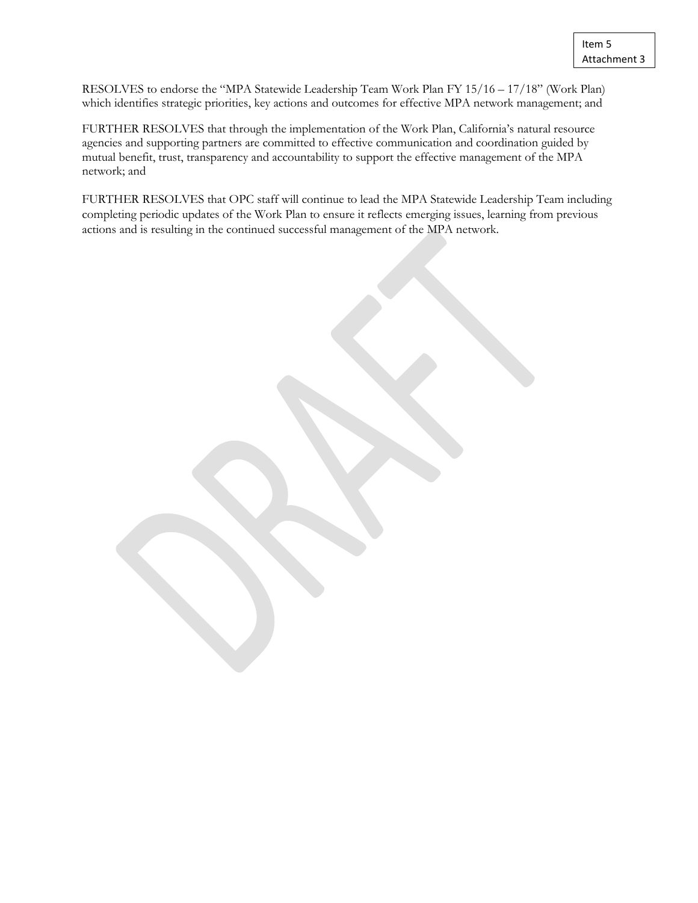Item 5
Attachment 3

RESOLVES to endorse the "MPA Statewide Leadership Team Work Plan FY 15/16 – 17/18" (Work Plan) which identifies strategic priorities, key actions and outcomes for effective MPA network management; and

FURTHER RESOLVES that through the implementation of the Work Plan, California's natural resource agencies and supporting partners are committed to effective communication and coordination guided by mutual benefit, trust, transparency and accountability to support the effective management of the MPA network; and

FURTHER RESOLVES that OPC staff will continue to lead the MPA Statewide Leadership Team including completing periodic updates of the Work Plan to ensure it reflects emerging issues, learning from previous actions and is resulting in the continued successful management of the MPA network.

DRAFT